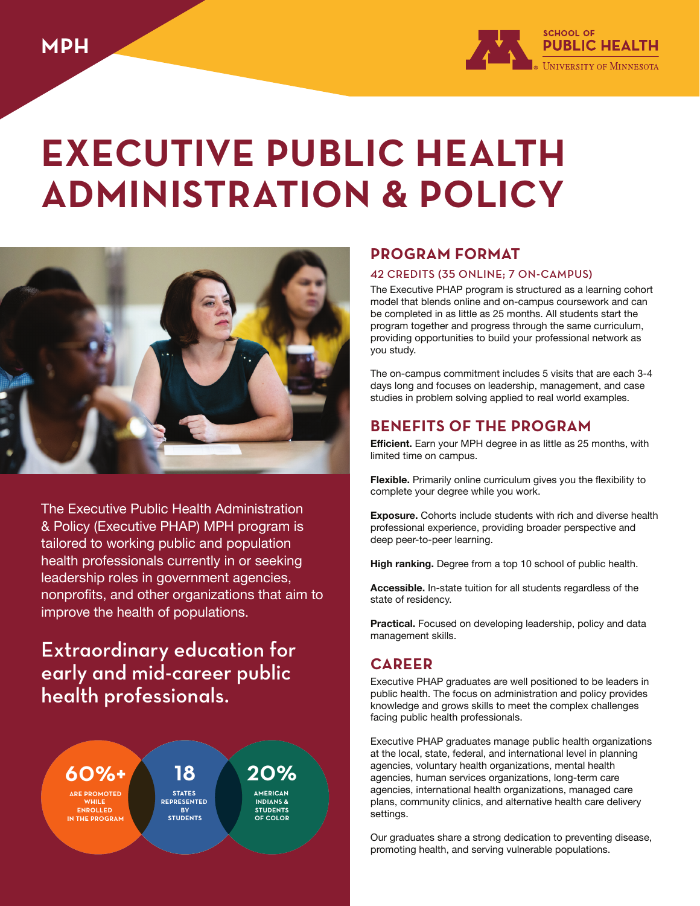MPH

SCHOOL OF PUBLIC HEALTH
UNIVERSITY OF MINNESOTA

# EXECUTIVE PUBLIC HEALTH ADMINISTRATION & POLICY

The Executive Public Health Administration & Policy (Executive PHAP) MPH program is tailored to working public and population health professionals currently in or seeking leadership roles in government agencies, nonprofits, and other organizations that aim to improve the health of populations.

Extraordinary education for early and mid-career public health professionals.

**60%+** ARE PROMOTED WHILE ENROLLED IN THE PROGRAM

**18** STATES REPRESENTED BY STUDENTS

**20%** AMERICAN INDIANS & STUDENTS OF COLOR

## PROGRAM FORMAT

### 42 CREDITS (35 ONLINE; 7 ON-CAMPUS)

The Executive PHAP program is structured as a learning cohort model that blends online and on-campus coursework and can be completed in as little as 25 months. All students start the program together and progress through the same curriculum, providing opportunities to build your professional network as you study.

The on-campus commitment includes 5 visits that are each 3-4 days long and focuses on leadership, management, and case studies in problem solving applied to real world examples.

## BENEFITS OF THE PROGRAM

**Efficient.** Earn your MPH degree in as little as 25 months, with limited time on campus.

**Flexible.** Primarily online curriculum gives you the flexibility to complete your degree while you work.

**Exposure.** Cohorts include students with rich and diverse health professional experience, providing broader perspective and deep peer-to-peer learning.

**High ranking.** Degree from a top 10 school of public health.

**Accessible.** In-state tuition for all students regardless of the state of residency.

**Practical.** Focused on developing leadership, policy and data management skills.

## CAREER

Executive PHAP graduates are well positioned to be leaders in public health. The focus on administration and policy provides knowledge and grows skills to meet the complex challenges facing public health professionals.

Executive PHAP graduates manage public health organizations at the local, state, federal, and international level in planning agencies, voluntary health organizations, mental health agencies, human services organizations, long-term care agencies, international health organizations, managed care plans, community clinics, and alternative health care delivery settings.

Our graduates share a strong dedication to preventing disease, promoting health, and serving vulnerable populations.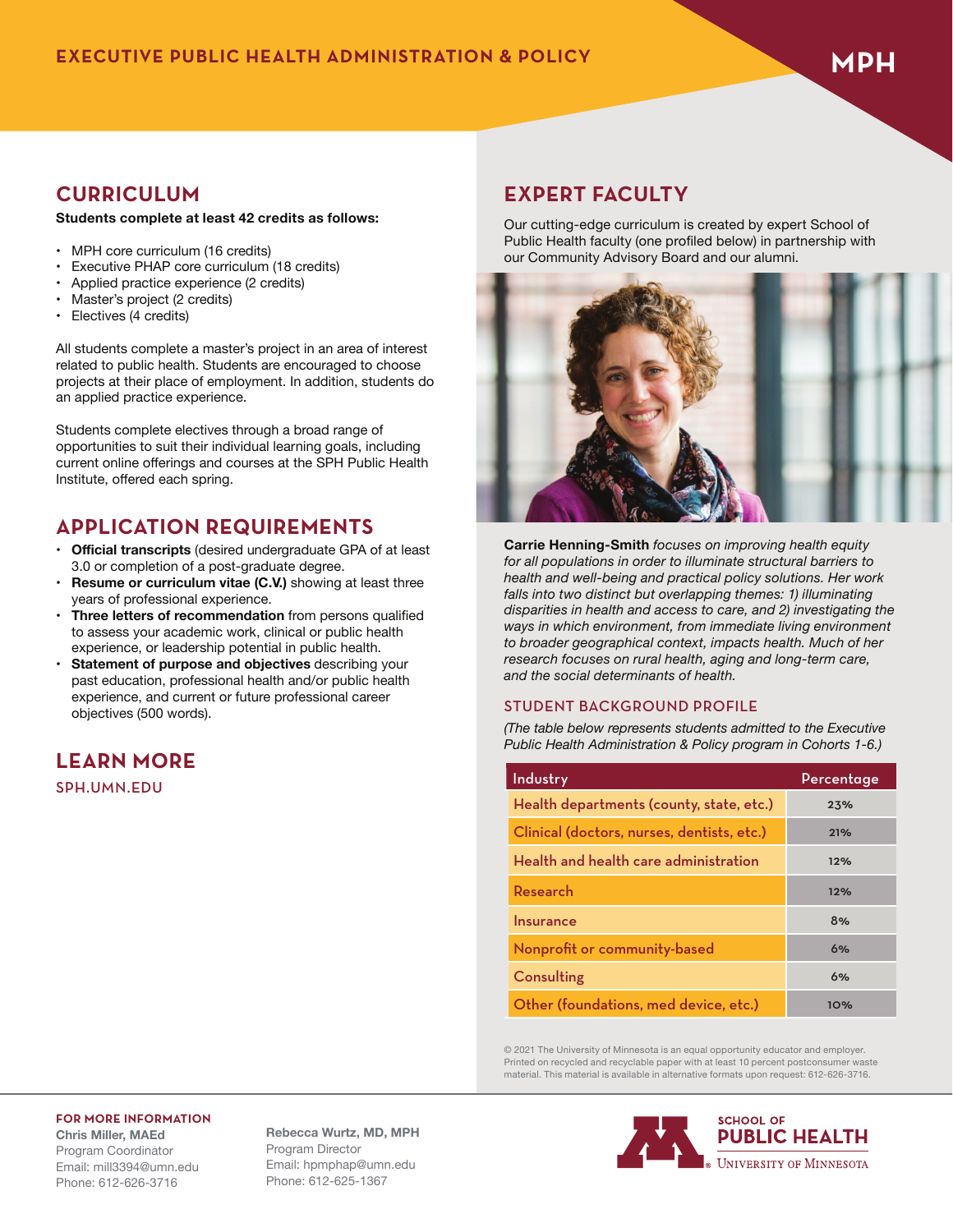# EXECUTIVE PUBLIC HEALTH ADMINISTRATION & POLICY

MPH

## CURRICULUM

**Students complete at least 42 credits as follows:**

- MPH core curriculum (16 credits)
- Executive PHAP core curriculum (18 credits)
- Applied practice experience (2 credits)
- Master's project (2 credits)
- Electives (4 credits)

All students complete a master's project in an area of interest related to public health. Students are encouraged to choose projects at their place of employment. In addition, students do an applied practice experience.

Students complete electives through a broad range of opportunities to suit their individual learning goals, including current online offerings and courses at the SPH Public Health Institute, offered each spring.

## APPLICATION REQUIREMENTS

- **Official transcripts** (desired undergraduate GPA of at least 3.0 or completion of a post-graduate degree.
- **Resume or curriculum vitae (C.V.)** showing at least three years of professional experience.
- **Three letters of recommendation** from persons qualified to assess your academic work, clinical or public health experience, or leadership potential in public health.
- **Statement of purpose and objectives** describing your past education, professional health and/or public health experience, and current or future professional career objectives (500 words).

## LEARN MORE

SPH.UMN.EDU

## EXPERT FACULTY

Our cutting-edge curriculum is created by expert School of Public Health faculty (one profiled below) in partnership with our Community Advisory Board and our alumni.

**Carrie Henning-Smith** *focuses on improving health equity for all populations in order to illuminate structural barriers to health and well-being and practical policy solutions. Her work falls into two distinct but overlapping themes: 1) illuminating disparities in health and access to care, and 2) investigating the ways in which environment, from immediate living environment to broader geographical context, impacts health. Much of her research focuses on rural health, aging and long-term care, and the social determinants of health.*

### STUDENT BACKGROUND PROFILE

*(The table below represents students admitted to the Executive Public Health Administration & Policy program in Cohorts 1-6.)*

| Industry | Percentage |
|---|---|
| Health departments (county, state, etc.) | 23% |
| Clinical (doctors, nurses, dentists, etc.) | 21% |
| Health and health care administration | 12% |
| Research | 12% |
| Insurance | 8% |
| Nonprofit or community-based | 6% |
| Consulting | 6% |
| Other (foundations, med device, etc.) | 10% |

© 2021 The University of Minnesota is an equal opportunity educator and employer. Printed on recycled and recyclable paper with at least 10 percent postconsumer waste material. This material is available in alternative formats upon request: 612-626-3716.

**FOR MORE INFORMATION**

**Chris Miller, MAEd**
Program Coordinator
Email: mill3394@umn.edu
Phone: 612-626-3716

**Rebecca Wurtz, MD, MPH**
Program Director
Email: hpmphap@umn.edu
Phone: 612-625-1367

SCHOOL OF PUBLIC HEALTH
UNIVERSITY OF MINNESOTA